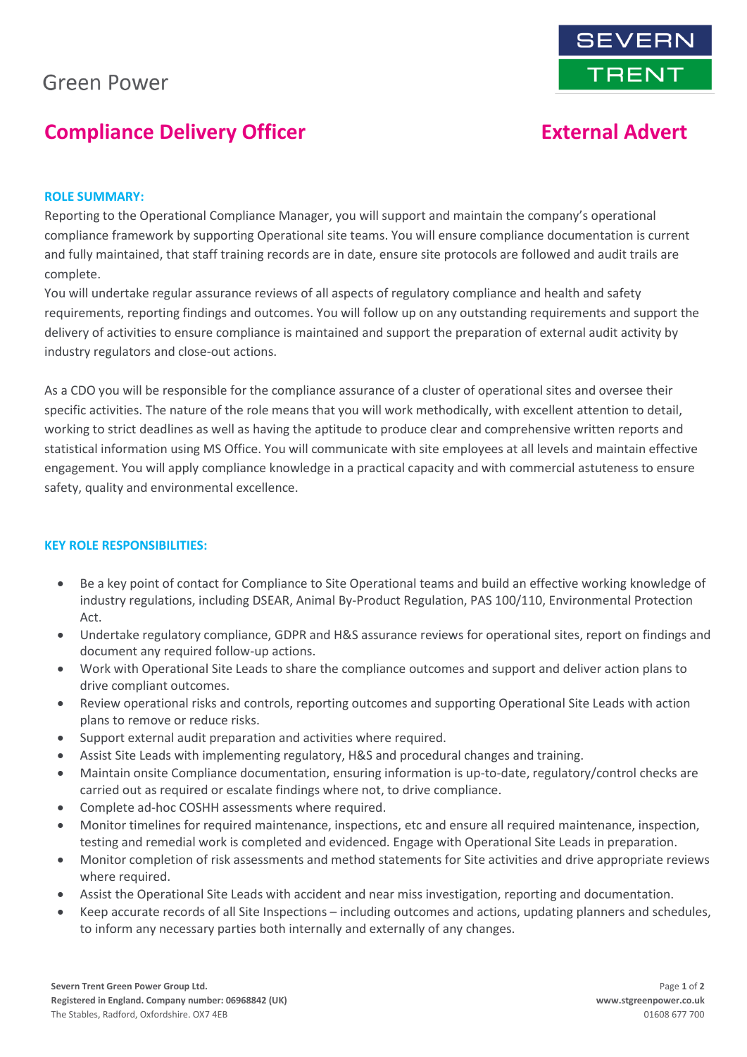Green Power

SEVERN TRENT

# Compliance Delivery Officer External Advert

## ROLE SUMMARY:

Reporting to the Operational Compliance Manager, you will support and maintain the company's operational compliance framework by supporting Operational site teams. You will ensure compliance documentation is current and fully maintained, that staff training records are in date, ensure site protocols are followed and audit trails are complete.

You will undertake regular assurance reviews of all aspects of regulatory compliance and health and safety requirements, reporting findings and outcomes. You will follow up on any outstanding requirements and support the delivery of activities to ensure compliance is maintained and support the preparation of external audit activity by industry regulators and close-out actions.

As a CDO you will be responsible for the compliance assurance of a cluster of operational sites and oversee their specific activities. The nature of the role means that you will work methodically, with excellent attention to detail, working to strict deadlines as well as having the aptitude to produce clear and comprehensive written reports and statistical information using MS Office. You will communicate with site employees at all levels and maintain effective engagement. You will apply compliance knowledge in a practical capacity and with commercial astuteness to ensure safety, quality and environmental excellence.

## KEY ROLE RESPONSIBILITIES:

- Be a key point of contact for Compliance to Site Operational teams and build an effective working knowledge of industry regulations, including DSEAR, Animal By-Product Regulation, PAS 100/110, Environmental Protection Act.
- Undertake regulatory compliance, GDPR and H&S assurance reviews for operational sites, report on findings and document any required follow-up actions.
- Work with Operational Site Leads to share the compliance outcomes and support and deliver action plans to drive compliant outcomes.
- Review operational risks and controls, reporting outcomes and supporting Operational Site Leads with action plans to remove or reduce risks.
- Support external audit preparation and activities where required.
- Assist Site Leads with implementing regulatory, H&S and procedural changes and training.
- Maintain onsite Compliance documentation, ensuring information is up-to-date, regulatory/control checks are carried out as required or escalate findings where not, to drive compliance.
- Complete ad-hoc COSHH assessments where required.
- Monitor timelines for required maintenance, inspections, etc and ensure all required maintenance, inspection, testing and remedial work is completed and evidenced. Engage with Operational Site Leads in preparation.
- Monitor completion of risk assessments and method statements for Site activities and drive appropriate reviews where required.
- Assist the Operational Site Leads with accident and near miss investigation, reporting and documentation.
- Keep accurate records of all Site Inspections – including outcomes and actions, updating planners and schedules, to inform any necessary parties both internally and externally of any changes.

**Severn Trent Green Power Group Ltd.**
**Registered in England. Company number: 06968842 (UK)**
The Stables, Radford, Oxfordshire. OX7 4EB

**www.stgreenpower.co.uk**
01608 677 700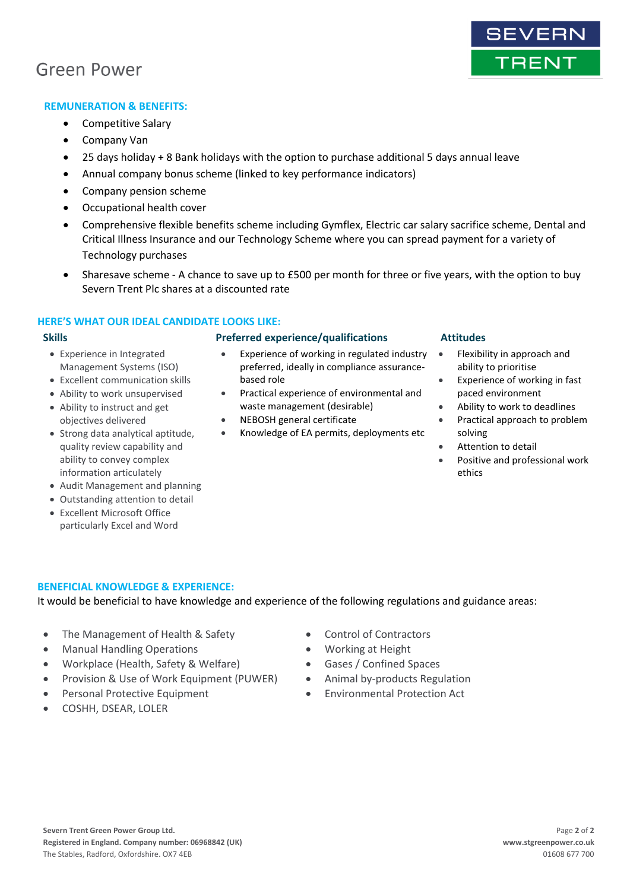Green Power

## REMUNERATION & BENEFITS:

- Competitive Salary
- Company Van
- 25 days holiday + 8 Bank holidays with the option to purchase additional 5 days annual leave
- Annual company bonus scheme (linked to key performance indicators)
- Company pension scheme
- Occupational health cover
- Comprehensive flexible benefits scheme including Gymflex, Electric car salary sacrifice scheme, Dental and Critical Illness Insurance and our Technology Scheme where you can spread payment for a variety of Technology purchases
- Sharesave scheme - A chance to save up to £500 per month for three or five years, with the option to buy Severn Trent Plc shares at a discounted rate

## HERE'S WHAT OUR IDEAL CANDIDATE LOOKS LIKE:

### Skills

- Experience in Integrated Management Systems (ISO)
- Excellent communication skills
- Ability to work unsupervised
- Ability to instruct and get objectives delivered
- Strong data analytical aptitude, quality review capability and ability to convey complex information articulately
- Audit Management and planning
- Outstanding attention to detail
- Excellent Microsoft Office particularly Excel and Word

### Preferred experience/qualifications

- Experience of working in regulated industry preferred, ideally in compliance assurance-based role
- Practical experience of environmental and waste management (desirable)
- NEBOSH general certificate
- Knowledge of EA permits, deployments etc

### Attitudes

- Flexibility in approach and ability to prioritise
- Experience of working in fast paced environment
- Ability to work to deadlines
- Practical approach to problem solving
- Attention to detail
- Positive and professional work ethics

## BENEFICIAL KNOWLEDGE & EXPERIENCE:

It would be beneficial to have knowledge and experience of the following regulations and guidance areas:

- The Management of Health & Safety
- Manual Handling Operations
- Workplace (Health, Safety & Welfare)
- Provision & Use of Work Equipment (PUWER)
- Personal Protective Equipment
- COSHH, DSEAR, LOLER
- Control of Contractors
- Working at Height
- Gases / Confined Spaces
- Animal by-products Regulation
- Environmental Protection Act

**Severn Trent Green Power Group Ltd.**
**Registered in England. Company number: 06968842 (UK)**
The Stables, Radford, Oxfordshire. OX7 4EB

**www.stgreenpower.co.uk**
01608 677 700